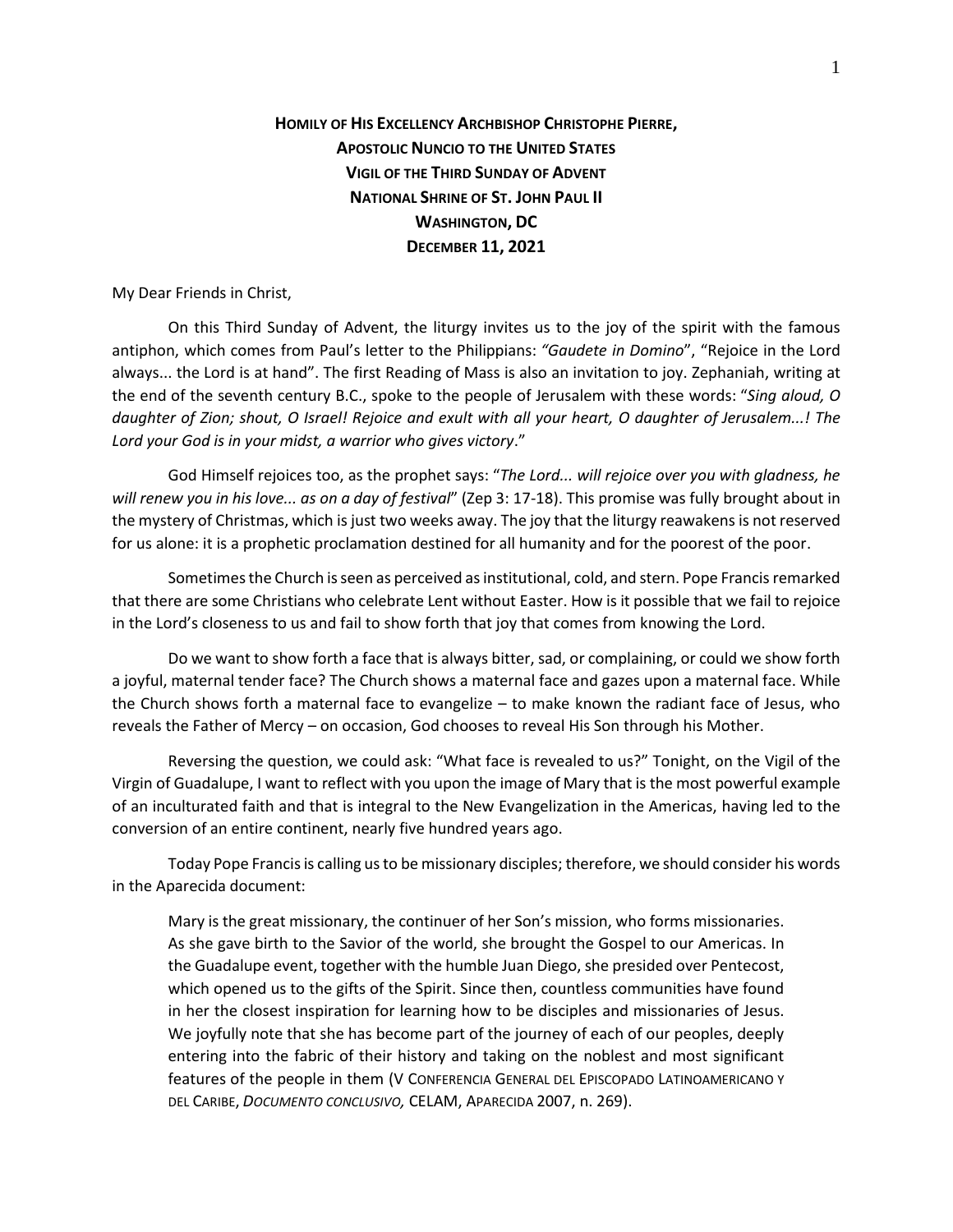# HOMILY OF HIS EXCELLENCY ARCHBISHOP CHRISTOPHE PIERRE, APOSTOLIC NUNCIO TO THE UNITED STATES VIGIL OF THE THIRD SUNDAY OF ADVENT NATIONAL SHRINE OF ST. JOHN PAUL II WASHINGTON, DC DECEMBER 11, 2021

My Dear Friends in Christ,

On this Third Sunday of Advent, the liturgy invites us to the joy of the spirit with the famous antiphon, which comes from Paul's letter to the Philippians: *"Gaudete in Domino*", "Rejoice in the Lord always... the Lord is at hand". The first Reading of Mass is also an invitation to joy. Zephaniah, writing at the end of the seventh century B.C., spoke to the people of Jerusalem with these words: "*Sing aloud, O daughter of Zion; shout, O Israel! Rejoice and exult with all your heart, O daughter of Jerusalem...! The Lord your God is in your midst, a warrior who gives victory*."

God Himself rejoices too, as the prophet says: "*The Lord... will rejoice over you with gladness, he will renew you in his love... as on a day of festival*" (Zep 3: 17-18). This promise was fully brought about in the mystery of Christmas, which is just two weeks away. The joy that the liturgy reawakens is not reserved for us alone: it is a prophetic proclamation destined for all humanity and for the poorest of the poor.

Sometimes the Church is seen as perceived as institutional, cold, and stern. Pope Francis remarked that there are some Christians who celebrate Lent without Easter. How is it possible that we fail to rejoice in the Lord's closeness to us and fail to show forth that joy that comes from knowing the Lord.

Do we want to show forth a face that is always bitter, sad, or complaining, or could we show forth a joyful, maternal tender face? The Church shows a maternal face and gazes upon a maternal face. While the Church shows forth a maternal face to evangelize – to make known the radiant face of Jesus, who reveals the Father of Mercy – on occasion, God chooses to reveal His Son through his Mother.

Reversing the question, we could ask: "What face is revealed to us?" Tonight, on the Vigil of the Virgin of Guadalupe, I want to reflect with you upon the image of Mary that is the most powerful example of an inculturated faith and that is integral to the New Evangelization in the Americas, having led to the conversion of an entire continent, nearly five hundred years ago.

Today Pope Francis is calling us to be missionary disciples; therefore, we should consider his words in the Aparecida document:

> Mary is the great missionary, the continuer of her Son's mission, who forms missionaries. As she gave birth to the Savior of the world, she brought the Gospel to our Americas. In the Guadalupe event, together with the humble Juan Diego, she presided over Pentecost, which opened us to the gifts of the Spirit. Since then, countless communities have found in her the closest inspiration for learning how to be disciples and missionaries of Jesus. We joyfully note that she has become part of the journey of each of our peoples, deeply entering into the fabric of their history and taking on the noblest and most significant features of the people in them (V CONFERENCIA GENERAL DEL EPISCOPADO LATINOAMERICANO Y DEL CARIBE, *DOCUMENTO CONCLUSIVO,* CELAM, APARECIDA 2007, n. 269).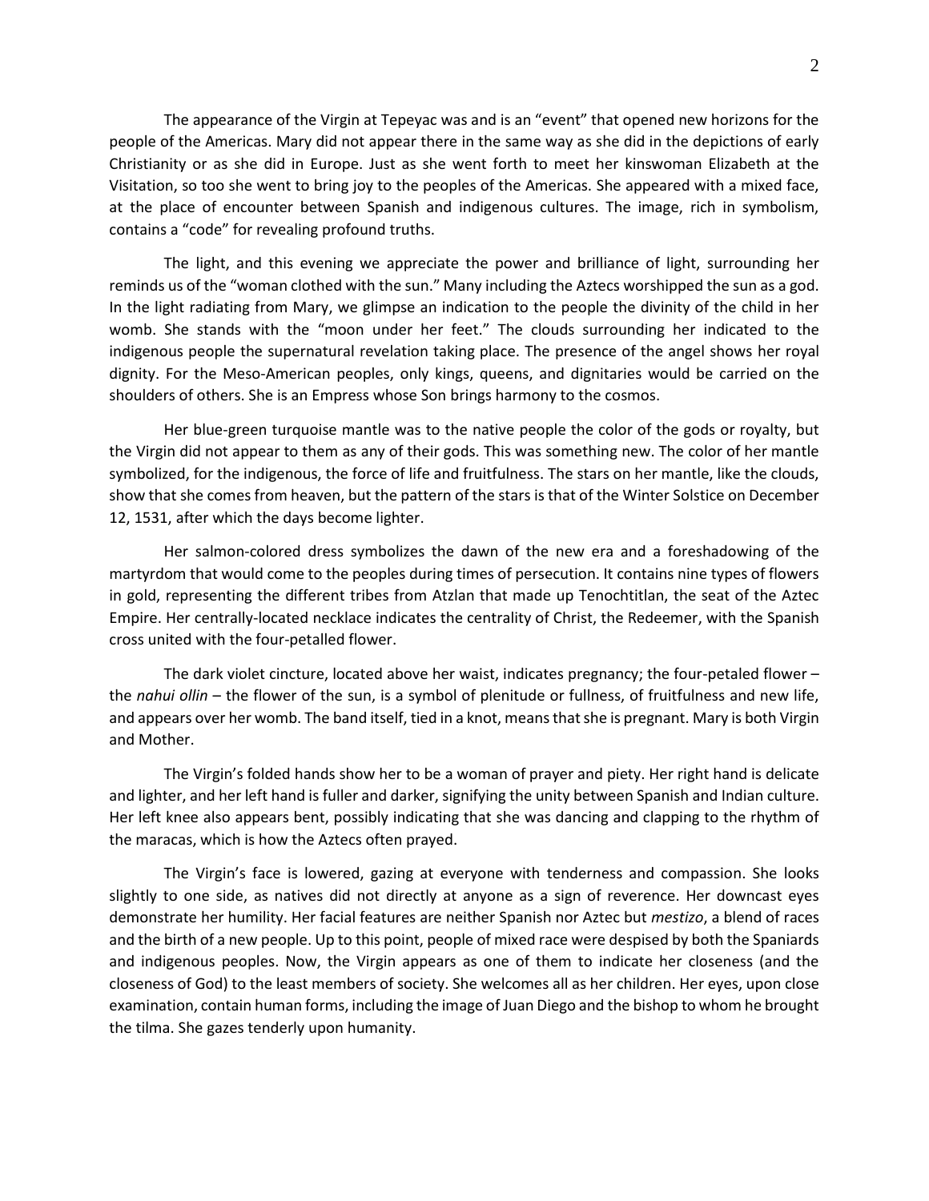The appearance of the Virgin at Tepeyac was and is an "event" that opened new horizons for the people of the Americas. Mary did not appear there in the same way as she did in the depictions of early Christianity or as she did in Europe. Just as she went forth to meet her kinswoman Elizabeth at the Visitation, so too she went to bring joy to the peoples of the Americas. She appeared with a mixed face, at the place of encounter between Spanish and indigenous cultures. The image, rich in symbolism, contains a "code" for revealing profound truths.

The light, and this evening we appreciate the power and brilliance of light, surrounding her reminds us of the "woman clothed with the sun." Many including the Aztecs worshipped the sun as a god. In the light radiating from Mary, we glimpse an indication to the people the divinity of the child in her womb. She stands with the "moon under her feet." The clouds surrounding her indicated to the indigenous people the supernatural revelation taking place. The presence of the angel shows her royal dignity. For the Meso-American peoples, only kings, queens, and dignitaries would be carried on the shoulders of others. She is an Empress whose Son brings harmony to the cosmos.

Her blue-green turquoise mantle was to the native people the color of the gods or royalty, but the Virgin did not appear to them as any of their gods. This was something new. The color of her mantle symbolized, for the indigenous, the force of life and fruitfulness. The stars on her mantle, like the clouds, show that she comes from heaven, but the pattern of the stars is that of the Winter Solstice on December 12, 1531, after which the days become lighter.

Her salmon-colored dress symbolizes the dawn of the new era and a foreshadowing of the martyrdom that would come to the peoples during times of persecution. It contains nine types of flowers in gold, representing the different tribes from Atzlan that made up Tenochtitlan, the seat of the Aztec Empire. Her centrally-located necklace indicates the centrality of Christ, the Redeemer, with the Spanish cross united with the four-petalled flower.

The dark violet cincture, located above her waist, indicates pregnancy; the four-petaled flower – the *nahui ollin* – the flower of the sun, is a symbol of plenitude or fullness, of fruitfulness and new life, and appears over her womb. The band itself, tied in a knot, means that she is pregnant. Mary is both Virgin and Mother.

The Virgin's folded hands show her to be a woman of prayer and piety. Her right hand is delicate and lighter, and her left hand is fuller and darker, signifying the unity between Spanish and Indian culture. Her left knee also appears bent, possibly indicating that she was dancing and clapping to the rhythm of the maracas, which is how the Aztecs often prayed.

The Virgin's face is lowered, gazing at everyone with tenderness and compassion. She looks slightly to one side, as natives did not directly at anyone as a sign of reverence. Her downcast eyes demonstrate her humility. Her facial features are neither Spanish nor Aztec but *mestizo*, a blend of races and the birth of a new people. Up to this point, people of mixed race were despised by both the Spaniards and indigenous peoples. Now, the Virgin appears as one of them to indicate her closeness (and the closeness of God) to the least members of society. She welcomes all as her children. Her eyes, upon close examination, contain human forms, including the image of Juan Diego and the bishop to whom he brought the tilma. She gazes tenderly upon humanity.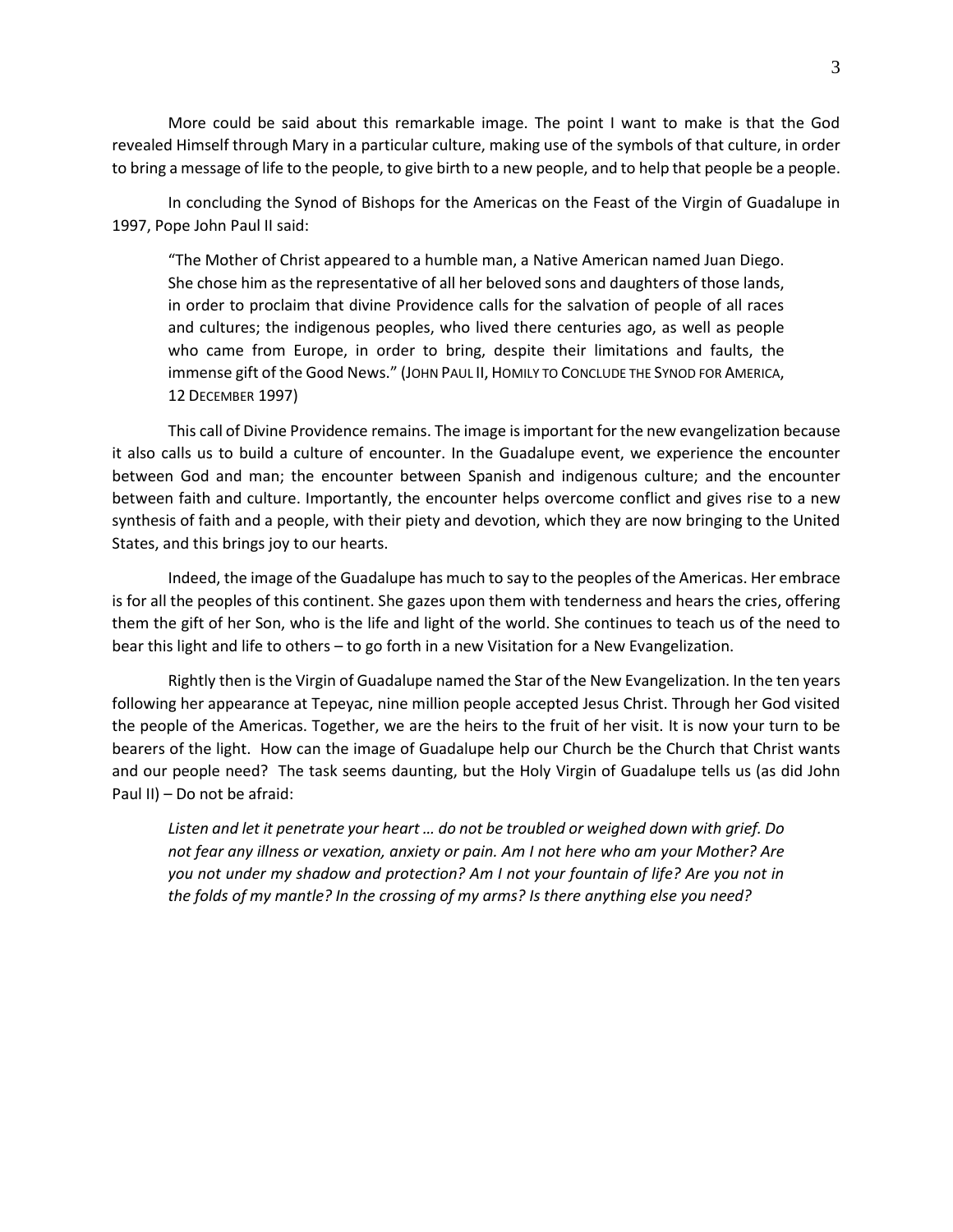More could be said about this remarkable image. The point I want to make is that the God revealed Himself through Mary in a particular culture, making use of the symbols of that culture, in order to bring a message of life to the people, to give birth to a new people, and to help that people be a people.

In concluding the Synod of Bishops for the Americas on the Feast of the Virgin of Guadalupe in 1997, Pope John Paul II said:

> "The Mother of Christ appeared to a humble man, a Native American named Juan Diego. She chose him as the representative of all her beloved sons and daughters of those lands, in order to proclaim that divine Providence calls for the salvation of people of all races and cultures; the indigenous peoples, who lived there centuries ago, as well as people who came from Europe, in order to bring, despite their limitations and faults, the immense gift of the Good News." (John Paul II, Homily to Conclude the Synod for America, 12 December 1997)

This call of Divine Providence remains. The image is important for the new evangelization because it also calls us to build a culture of encounter. In the Guadalupe event, we experience the encounter between God and man; the encounter between Spanish and indigenous culture; and the encounter between faith and culture. Importantly, the encounter helps overcome conflict and gives rise to a new synthesis of faith and a people, with their piety and devotion, which they are now bringing to the United States, and this brings joy to our hearts.

Indeed, the image of the Guadalupe has much to say to the peoples of the Americas. Her embrace is for all the peoples of this continent. She gazes upon them with tenderness and hears the cries, offering them the gift of her Son, who is the life and light of the world. She continues to teach us of the need to bear this light and life to others – to go forth in a new Visitation for a New Evangelization.

Rightly then is the Virgin of Guadalupe named the Star of the New Evangelization. In the ten years following her appearance at Tepeyac, nine million people accepted Jesus Christ. Through her God visited the people of the Americas. Together, we are the heirs to the fruit of her visit. It is now your turn to be bearers of the light. How can the image of Guadalupe help our Church be the Church that Christ wants and our people need? The task seems daunting, but the Holy Virgin of Guadalupe tells us (as did John Paul II) – Do not be afraid:

> *Listen and let it penetrate your heart … do not be troubled or weighed down with grief. Do not fear any illness or vexation, anxiety or pain. Am I not here who am your Mother? Are you not under my shadow and protection? Am I not your fountain of life? Are you not in the folds of my mantle? In the crossing of my arms? Is there anything else you need?*